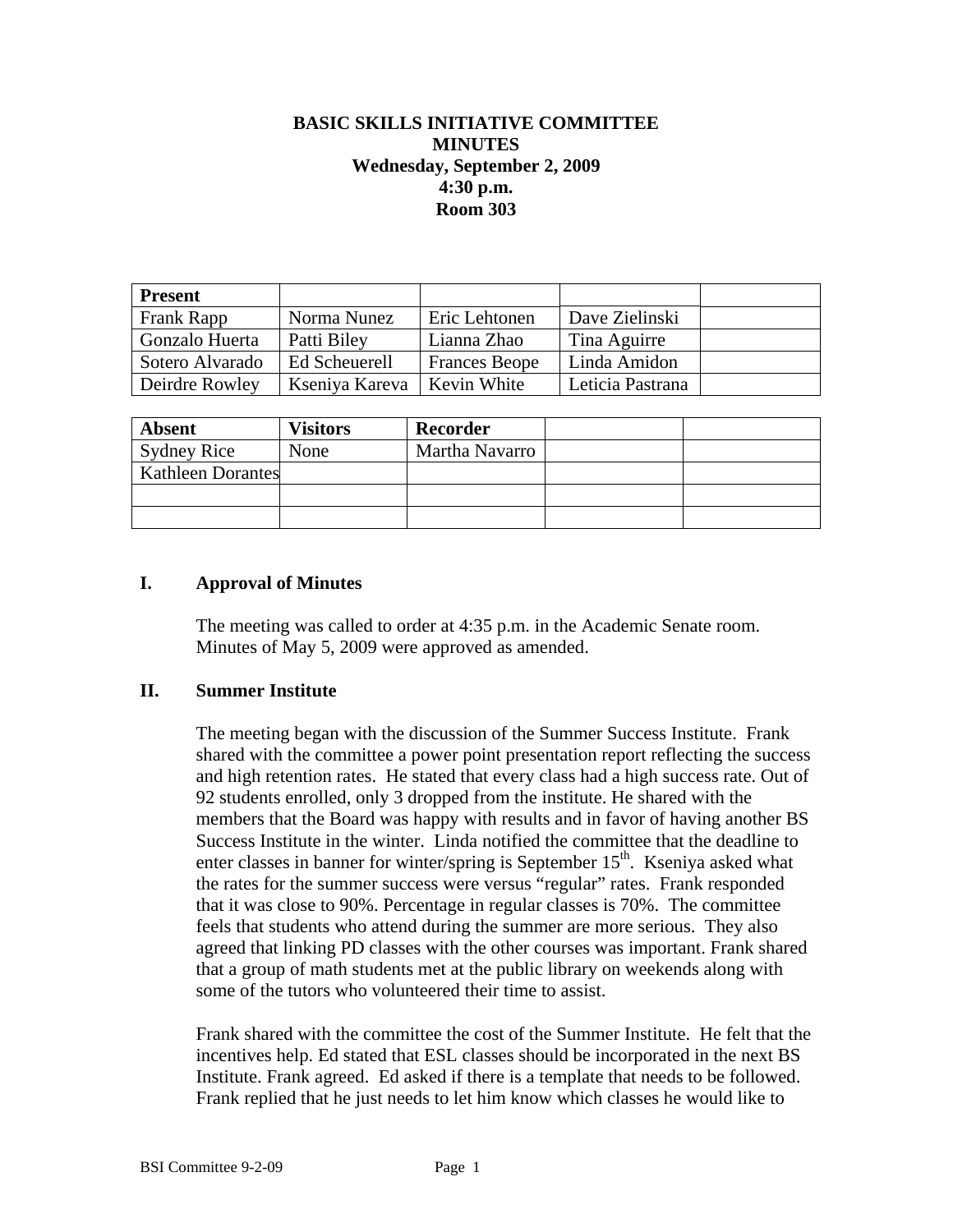**BASIC SKILLS INITIATIVE COMMITTEE**
**MINUTES**
**Wednesday, September 2, 2009**
**4:30 p.m.**
**Room 303**

| **Present** | | | | |
|---|---|---|---|---|
| Frank Rapp | Norma Nunez | Eric Lehtonen | Dave Zielinski | |
| Gonzalo Huerta | Patti Biley | Lianna Zhao | Tina Aguirre | |
| Sotero Alvarado | Ed Scheuerell | Frances Beope | Linda Amidon | |
| Deirdre Rowley | Kseniya Kareva | Kevin White | Leticia Pastrana | |

| **Absent** | **Visitors** | **Recorder** | | |
|---|---|---|---|---|
| Sydney Rice | None | Martha Navarro | | |
| Kathleen Dorantes | | | | |
| | | | | |
| | | | | |

## I. Approval of Minutes

The meeting was called to order at 4:35 p.m. in the Academic Senate room. Minutes of May 5, 2009 were approved as amended.

## II. Summer Institute

The meeting began with the discussion of the Summer Success Institute. Frank shared with the committee a power point presentation report reflecting the success and high retention rates. He stated that every class had a high success rate. Out of 92 students enrolled, only 3 dropped from the institute. He shared with the members that the Board was happy with results and in favor of having another BS Success Institute in the winter. Linda notified the committee that the deadline to enter classes in banner for winter/spring is September 15th. Kseniya asked what the rates for the summer success were versus "regular" rates. Frank responded that it was close to 90%. Percentage in regular classes is 70%. The committee feels that students who attend during the summer are more serious. They also agreed that linking PD classes with the other courses was important. Frank shared that a group of math students met at the public library on weekends along with some of the tutors who volunteered their time to assist.

Frank shared with the committee the cost of the Summer Institute. He felt that the incentives help. Ed stated that ESL classes should be incorporated in the next BS Institute. Frank agreed. Ed asked if there is a template that needs to be followed. Frank replied that he just needs to let him know which classes he would like to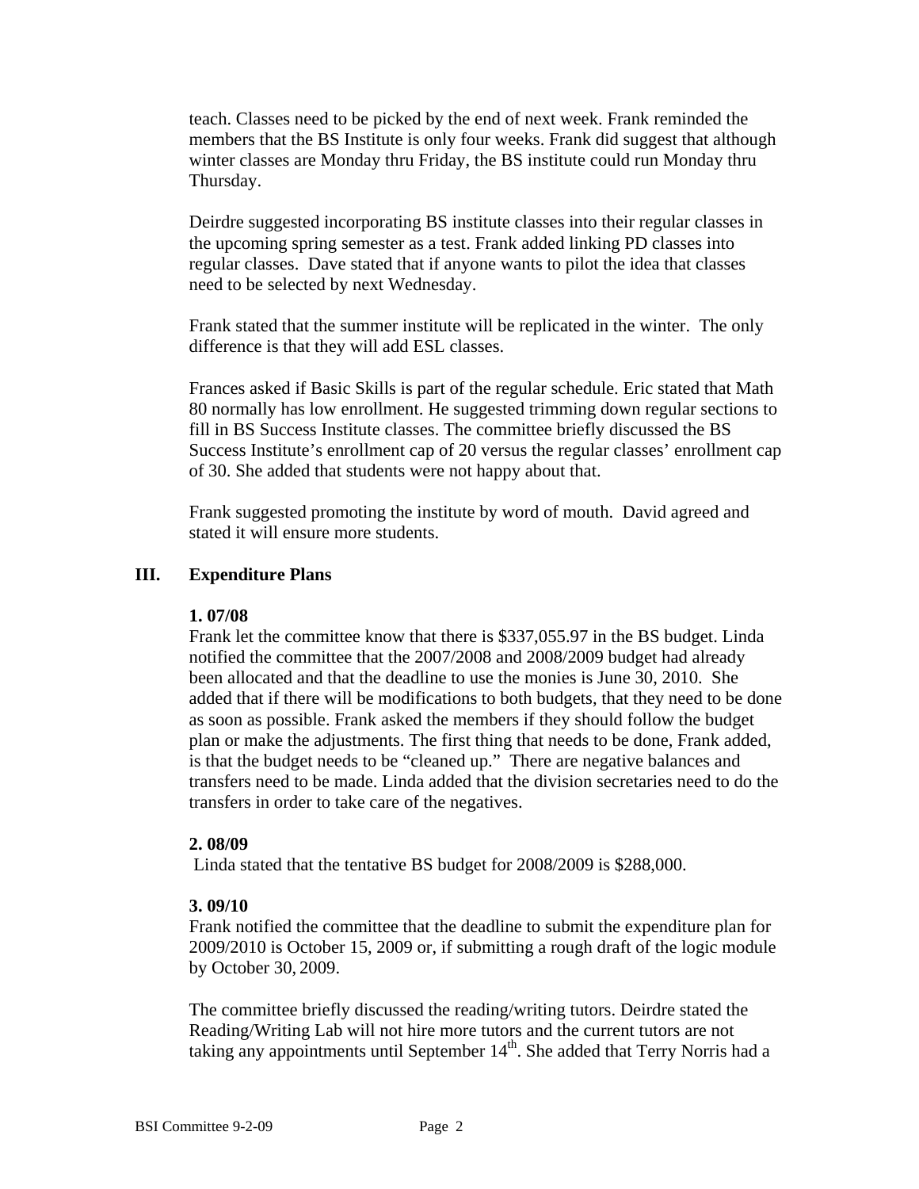teach. Classes need to be picked by the end of next week. Frank reminded the members that the BS Institute is only four weeks. Frank did suggest that although winter classes are Monday thru Friday, the BS institute could run Monday thru Thursday.

Deirdre suggested incorporating BS institute classes into their regular classes in the upcoming spring semester as a test. Frank added linking PD classes into regular classes. Dave stated that if anyone wants to pilot the idea that classes need to be selected by next Wednesday.

Frank stated that the summer institute will be replicated in the winter. The only difference is that they will add ESL classes.

Frances asked if Basic Skills is part of the regular schedule. Eric stated that Math 80 normally has low enrollment. He suggested trimming down regular sections to fill in BS Success Institute classes. The committee briefly discussed the BS Success Institute's enrollment cap of 20 versus the regular classes' enrollment cap of 30. She added that students were not happy about that.

Frank suggested promoting the institute by word of mouth. David agreed and stated it will ensure more students.

## III. Expenditure Plans

**1. 07/08**

Frank let the committee know that there is $337,055.97 in the BS budget. Linda notified the committee that the 2007/2008 and 2008/2009 budget had already been allocated and that the deadline to use the monies is June 30, 2010. She added that if there will be modifications to both budgets, that they need to be done as soon as possible. Frank asked the members if they should follow the budget plan or make the adjustments. The first thing that needs to be done, Frank added, is that the budget needs to be "cleaned up." There are negative balances and transfers need to be made. Linda added that the division secretaries need to do the transfers in order to take care of the negatives.

**2. 08/09**

Linda stated that the tentative BS budget for 2008/2009 is $288,000.

**3. 09/10**

Frank notified the committee that the deadline to submit the expenditure plan for 2009/2010 is October 15, 2009 or, if submitting a rough draft of the logic module by October 30, 2009.

The committee briefly discussed the reading/writing tutors. Deirdre stated the Reading/Writing Lab will not hire more tutors and the current tutors are not taking any appointments until September 14th. She added that Terry Norris had a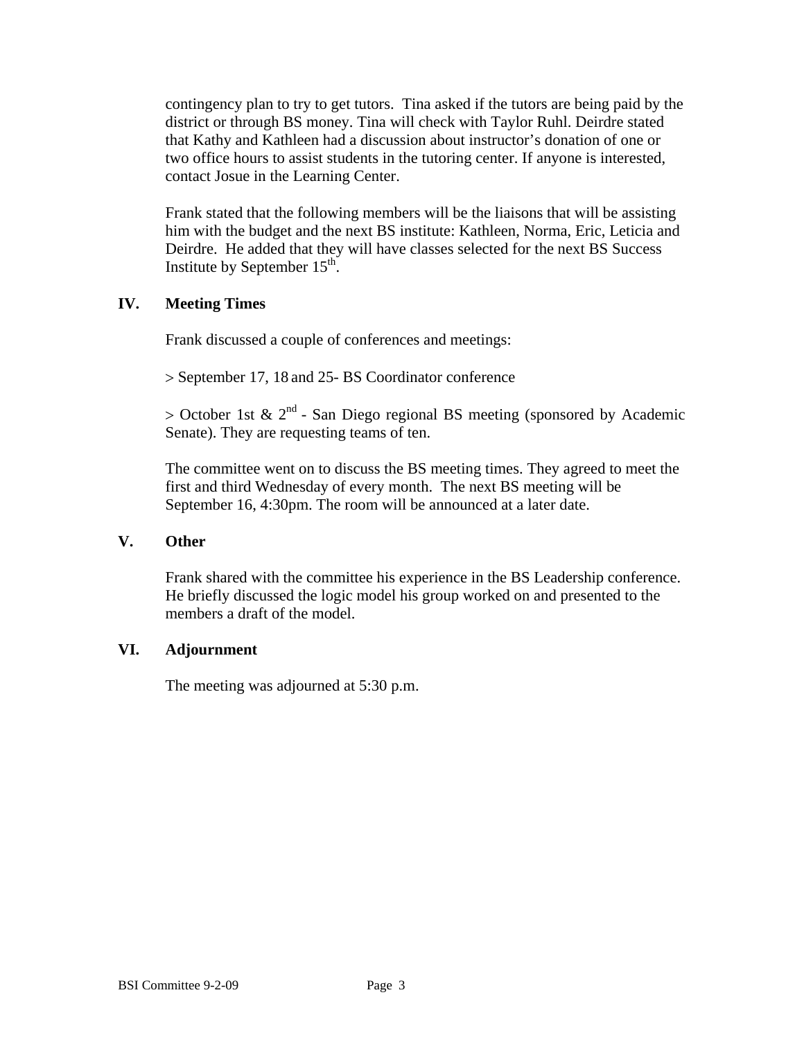contingency plan to try to get tutors. Tina asked if the tutors are being paid by the district or through BS money. Tina will check with Taylor Ruhl. Deirdre stated that Kathy and Kathleen had a discussion about instructor's donation of one or two office hours to assist students in the tutoring center. If anyone is interested, contact Josue in the Learning Center.

Frank stated that the following members will be the liaisons that will be assisting him with the budget and the next BS institute: Kathleen, Norma, Eric, Leticia and Deirdre. He added that they will have classes selected for the next BS Success Institute by September 15th.

## IV. Meeting Times

Frank discussed a couple of conferences and meetings:

> September 17, 18 and 25- BS Coordinator conference

> October 1st & 2nd - San Diego regional BS meeting (sponsored by Academic Senate). They are requesting teams of ten.

The committee went on to discuss the BS meeting times. They agreed to meet the first and third Wednesday of every month. The next BS meeting will be September 16, 4:30pm. The room will be announced at a later date.

## V. Other

Frank shared with the committee his experience in the BS Leadership conference. He briefly discussed the logic model his group worked on and presented to the members a draft of the model.

## VI. Adjournment

The meeting was adjourned at 5:30 p.m.